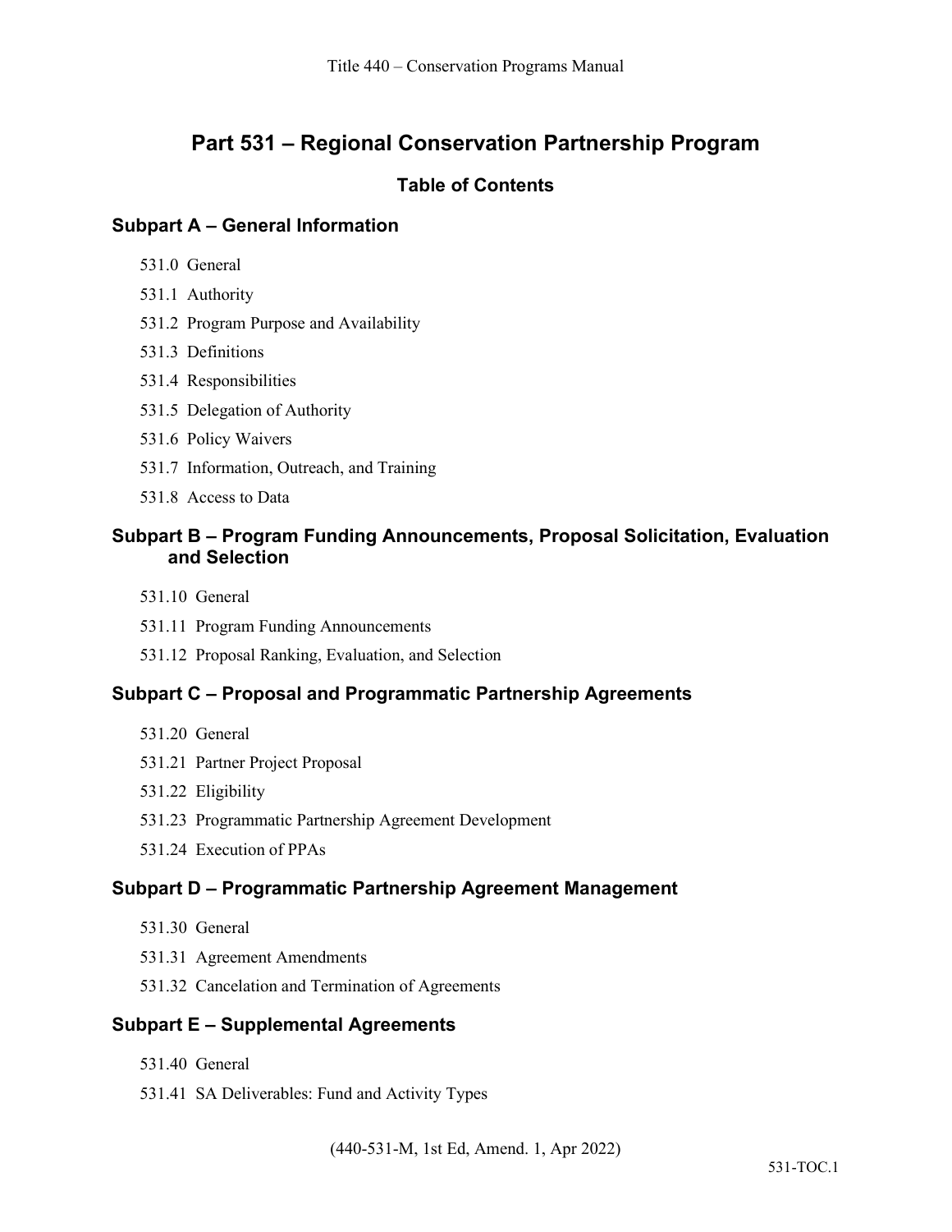# Part 531 – Regional Conservation Partnership Program

## Table of Contents

### Subpart A – General Information

531.0 General

531.1 Authority

531.2 Program Purpose and Availability

531.3 Definitions

531.4 Responsibilities

531.5 Delegation of Authority

531.6 Policy Waivers

531.7 Information, Outreach, and Training

531.8 Access to Data

### Subpart B – Program Funding Announcements, Proposal Solicitation, Evaluation and Selection

531.10 General

531.11 Program Funding Announcements

531.12 Proposal Ranking, Evaluation, and Selection

### Subpart C – Proposal and Programmatic Partnership Agreements

531.20 General

531.21 Partner Project Proposal

531.22 Eligibility

531.23 Programmatic Partnership Agreement Development

531.24 Execution of PPAs

### Subpart D – Programmatic Partnership Agreement Management

531.30 General

531.31 Agreement Amendments

531.32 Cancelation and Termination of Agreements

### Subpart E – Supplemental Agreements

531.40 General

531.41 SA Deliverables: Fund and Activity Types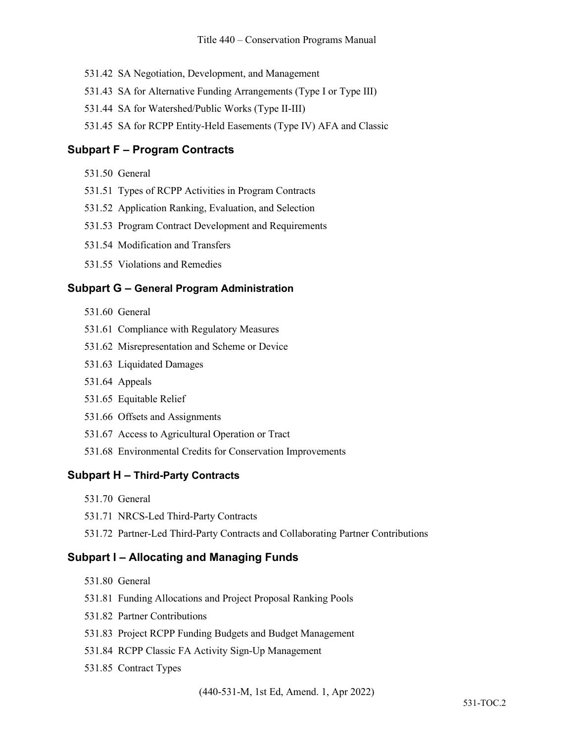531.42 SA Negotiation, Development, and Management

531.43 SA for Alternative Funding Arrangements (Type I or Type III)

531.44 SA for Watershed/Public Works (Type II-III)

531.45 SA for RCPP Entity-Held Easements (Type IV) AFA and Classic

## Subpart F – Program Contracts

531.50 General

531.51 Types of RCPP Activities in Program Contracts

531.52 Application Ranking, Evaluation, and Selection

531.53 Program Contract Development and Requirements

531.54 Modification and Transfers

531.55 Violations and Remedies

## Subpart G – General Program Administration

531.60 General

531.61 Compliance with Regulatory Measures

531.62 Misrepresentation and Scheme or Device

531.63 Liquidated Damages

531.64 Appeals

531.65 Equitable Relief

531.66 Offsets and Assignments

531.67 Access to Agricultural Operation or Tract

531.68 Environmental Credits for Conservation Improvements

## Subpart H – Third-Party Contracts

531.70 General

531.71 NRCS-Led Third-Party Contracts

531.72 Partner-Led Third-Party Contracts and Collaborating Partner Contributions

## Subpart I – Allocating and Managing Funds

531.80 General

531.81 Funding Allocations and Project Proposal Ranking Pools

531.82 Partner Contributions

531.83 Project RCPP Funding Budgets and Budget Management

531.84 RCPP Classic FA Activity Sign-Up Management

531.85 Contract Types

(440-531-M, 1st Ed, Amend. 1, Apr 2022)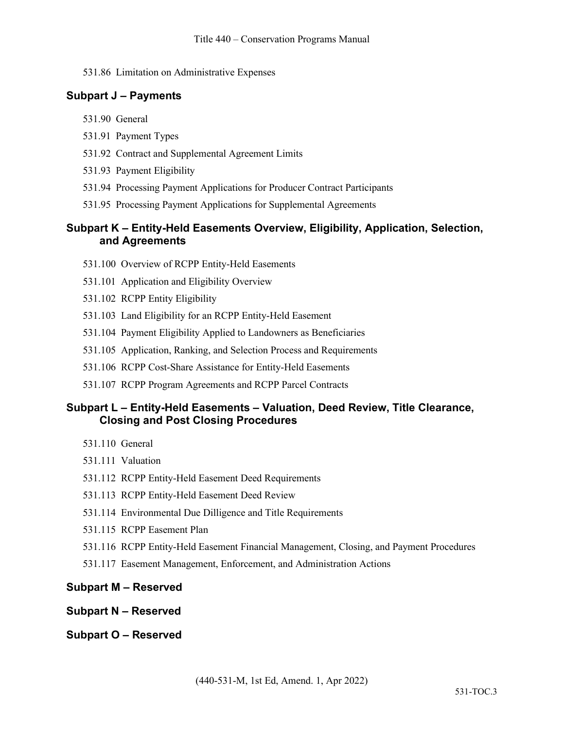531.86 Limitation on Administrative Expenses

## Subpart J – Payments

531.90 General

531.91 Payment Types

531.92 Contract and Supplemental Agreement Limits

531.93 Payment Eligibility

531.94 Processing Payment Applications for Producer Contract Participants

531.95 Processing Payment Applications for Supplemental Agreements

## Subpart K – Entity-Held Easements Overview, Eligibility, Application, Selection, and Agreements

531.100 Overview of RCPP Entity-Held Easements

531.101 Application and Eligibility Overview

531.102 RCPP Entity Eligibility

531.103 Land Eligibility for an RCPP Entity-Held Easement

531.104 Payment Eligibility Applied to Landowners as Beneficiaries

531.105 Application, Ranking, and Selection Process and Requirements

531.106 RCPP Cost-Share Assistance for Entity-Held Easements

531.107 RCPP Program Agreements and RCPP Parcel Contracts

## Subpart L – Entity-Held Easements – Valuation, Deed Review, Title Clearance, Closing and Post Closing Procedures

531.110 General

531.111 Valuation

531.112 RCPP Entity-Held Easement Deed Requirements

531.113 RCPP Entity-Held Easement Deed Review

531.114 Environmental Due Dilligence and Title Requirements

531.115 RCPP Easement Plan

531.116 RCPP Entity-Held Easement Financial Management, Closing, and Payment Procedures

531.117 Easement Management, Enforcement, and Administration Actions

## Subpart M – Reserved

## Subpart N – Reserved

## Subpart O – Reserved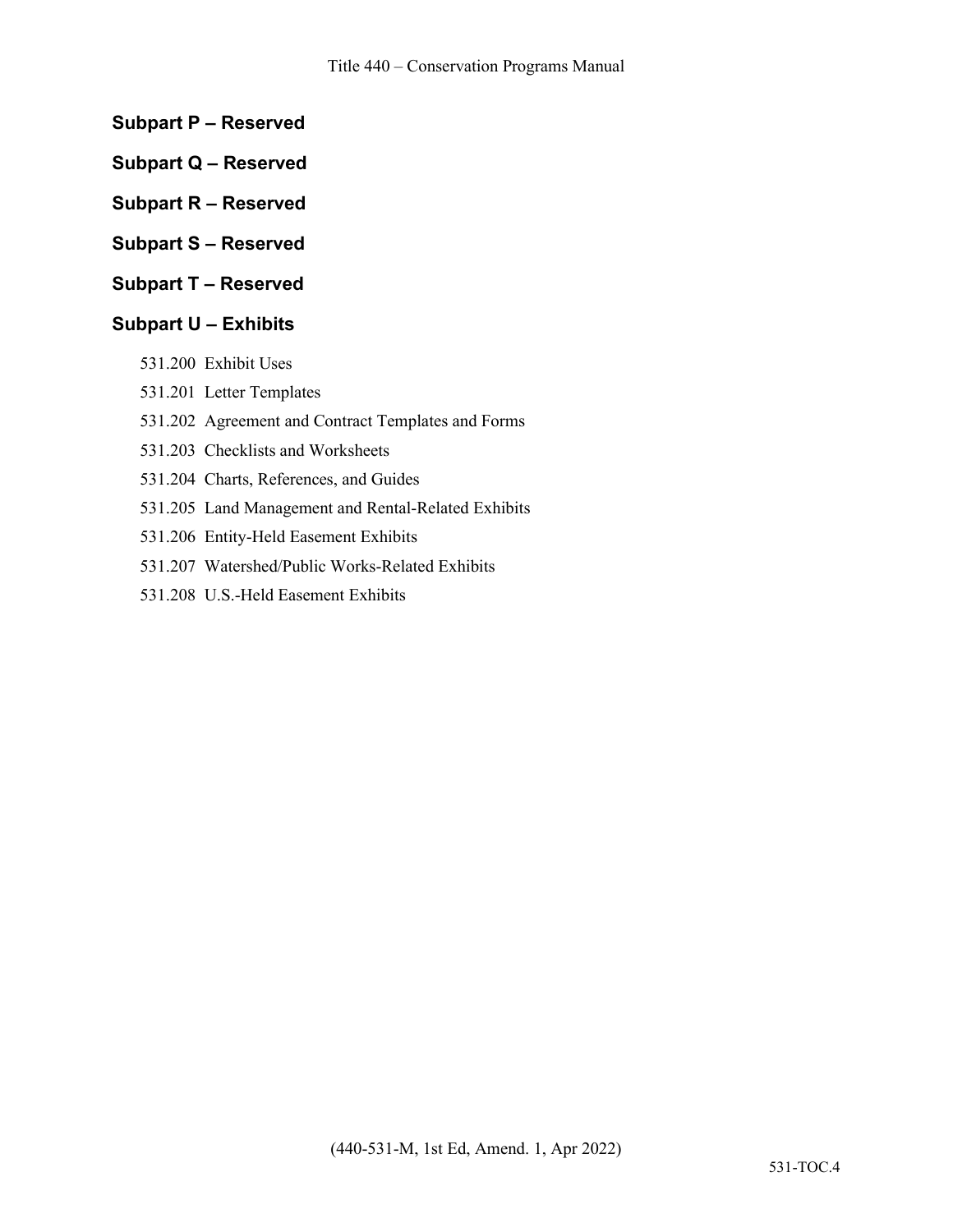## Subpart P – Reserved

## Subpart Q – Reserved

## Subpart R – Reserved

## Subpart S – Reserved

## Subpart T – Reserved

## Subpart U – Exhibits

531.200 Exhibit Uses

531.201 Letter Templates

531.202 Agreement and Contract Templates and Forms

531.203 Checklists and Worksheets

531.204 Charts, References, and Guides

531.205 Land Management and Rental-Related Exhibits

531.206 Entity-Held Easement Exhibits

531.207 Watershed/Public Works-Related Exhibits

531.208 U.S.-Held Easement Exhibits